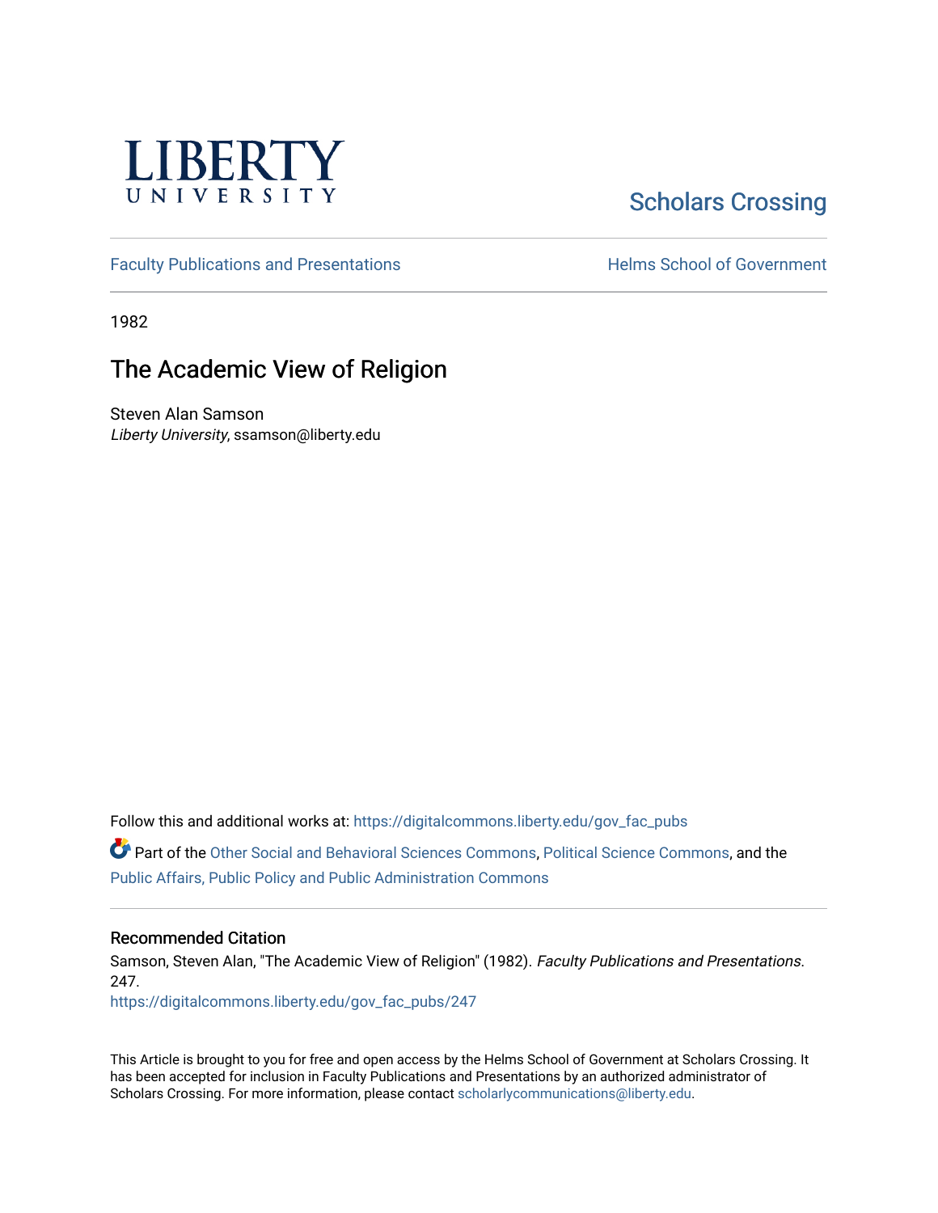LIBERTY UNIVERSITY

Scholars Crossing

Faculty Publications and Presentations

Helms School of Government

1982

# The Academic View of Religion

Steven Alan Samson
*Liberty University*, ssamson@liberty.edu

Follow this and additional works at: https://digitalcommons.liberty.edu/gov_fac_pubs

Part of the Other Social and Behavioral Sciences Commons, Political Science Commons, and the Public Affairs, Public Policy and Public Administration Commons

## Recommended Citation

Samson, Steven Alan, "The Academic View of Religion" (1982). *Faculty Publications and Presentations*. 247.
https://digitalcommons.liberty.edu/gov_fac_pubs/247

This Article is brought to you for free and open access by the Helms School of Government at Scholars Crossing. It has been accepted for inclusion in Faculty Publications and Presentations by an authorized administrator of Scholars Crossing. For more information, please contact scholarlycommunications@liberty.edu.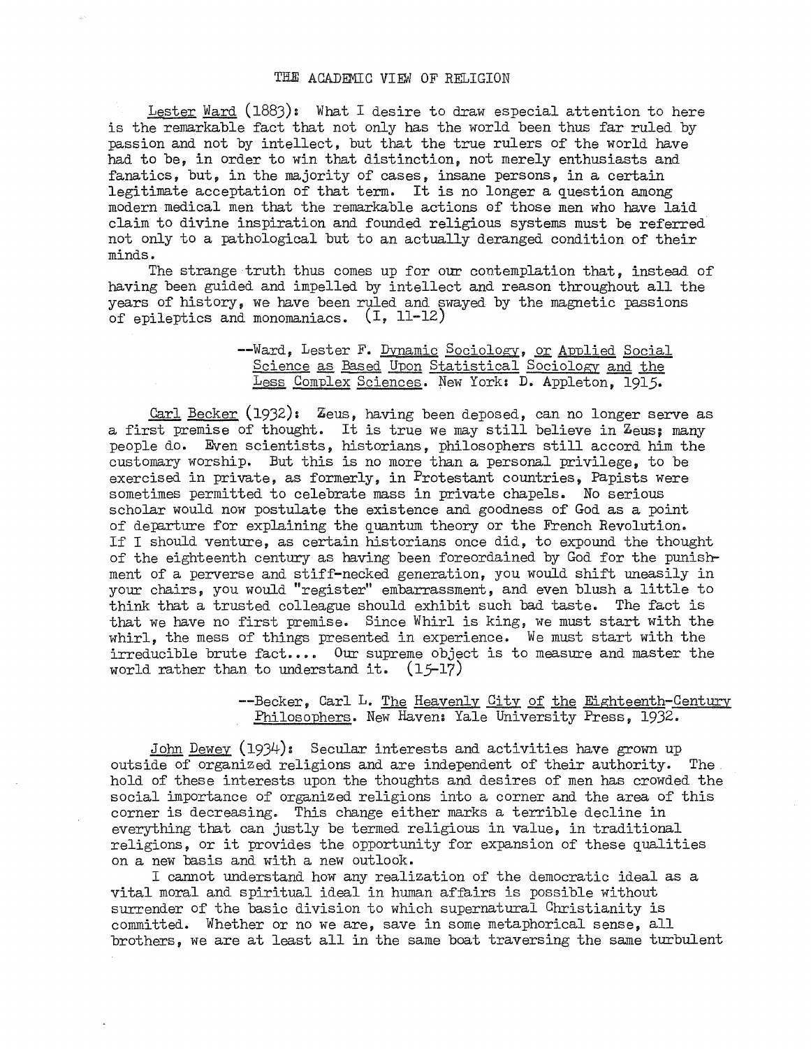# THE ACADEMIC VIEW OF RELIGION

Lester Ward (1883): What I desire to draw especial attention to here is the remarkable fact that not only has the world been thus far ruled by passion and not by intellect, but that the true rulers of the world have had to be, in order to win that distinction, not merely enthusiasts and fanatics, but, in the majority of cases, insane persons, in a certain legitimate acceptation of that term. It is no longer a question among modern medical men that the remarkable actions of those men who have laid claim to divine inspiration and founded religious systems must be referred not only to a pathological but to an actually deranged condition of their minds.

The strange truth thus comes up for our contemplation that, instead of having been guided and impelled by intellect and reason throughout all the years of history, we have been ruled and swayed by the magnetic passions of epileptics and monomaniacs. (I, 11-12)

> --Ward, Lester F. Dynamic Sociology, or Applied Social Science as Based Upon Statistical Sociology and the Less Complex Sciences. New York: D. Appleton, 1915.

Carl Becker (1932): Zeus, having been deposed, can no longer serve as a first premise of thought. It is true we may still believe in Zeus; many people do. Even scientists, historians, philosophers still accord him the customary worship. But this is no more than a personal privilege, to be exercised in private, as formerly, in Protestant countries, Papists were sometimes permitted to celebrate mass in private chapels. No serious scholar would now postulate the existence and goodness of God as a point of departure for explaining the quantum theory or the French Revolution. If I should venture, as certain historians once did, to expound the thought of the eighteenth century as having been foreordained by God for the punishment of a perverse and stiff-necked generation, you would shift uneasily in your chairs, you would "register" embarrassment, and even blush a little to think that a trusted colleague should exhibit such bad taste. The fact is that we have no first premise. Since Whirl is king, we must start with the whirl, the mess of things presented in experience. We must start with the irreducible brute fact.... Our supreme object is to measure and master the world rather than to understand it. (15-17)

> --Becker, Carl L. The Heavenly City of the Eighteenth-Century Philosophers. New Haven: Yale University Press, 1932.

John Dewey (1934): Secular interests and activities have grown up outside of organized religions and are independent of their authority. The hold of these interests upon the thoughts and desires of men has crowded the social importance of organized religions into a corner and the area of this corner is decreasing. This change either marks a terrible decline in everything that can justly be termed religious in value, in traditional religions, or it provides the opportunity for expansion of these qualities on a new basis and with a new outlook.

I cannot understand how any realization of the democratic ideal as a vital moral and spiritual ideal in human affairs is possible without surrender of the basic division to which supernatural Christianity is committed. Whether or no we are, save in some metaphorical sense, all brothers, we are at least all in the same boat traversing the same turbulent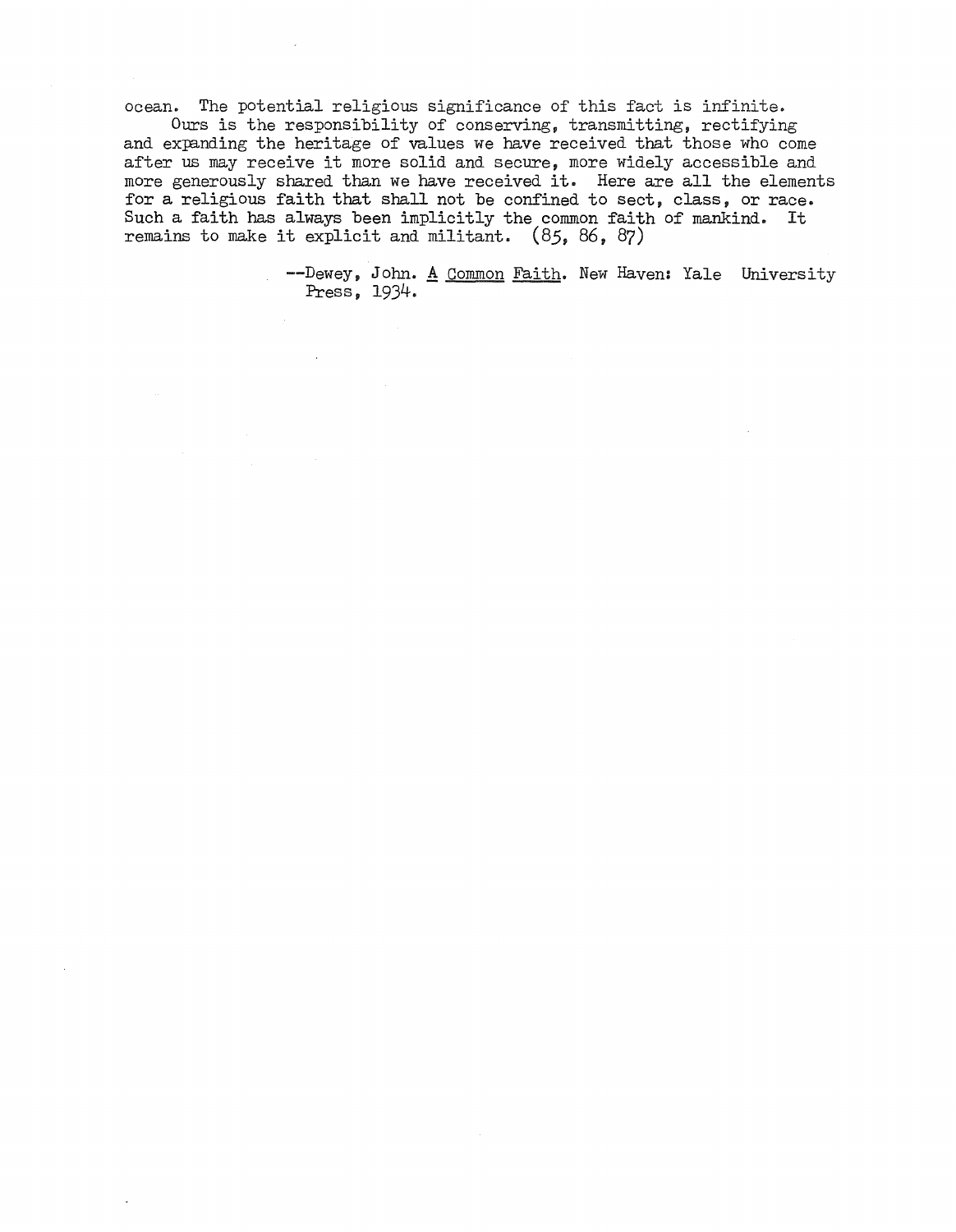ocean. The potential religious significance of this fact is infinite.

Ours is the responsibility of conserving, transmitting, rectifying and expanding the heritage of values we have received that those who come after us may receive it more solid and secure, more widely accessible and more generously shared than we have received it. Here are all the elements for a religious faith that shall not be confined to sect, class, or race. Such a faith has always been implicitly the common faith of mankind. It remains to make it explicit and militant. (85, 86, 87)

--Dewey, John. A Common Faith. New Haven: Yale University Press, 1934.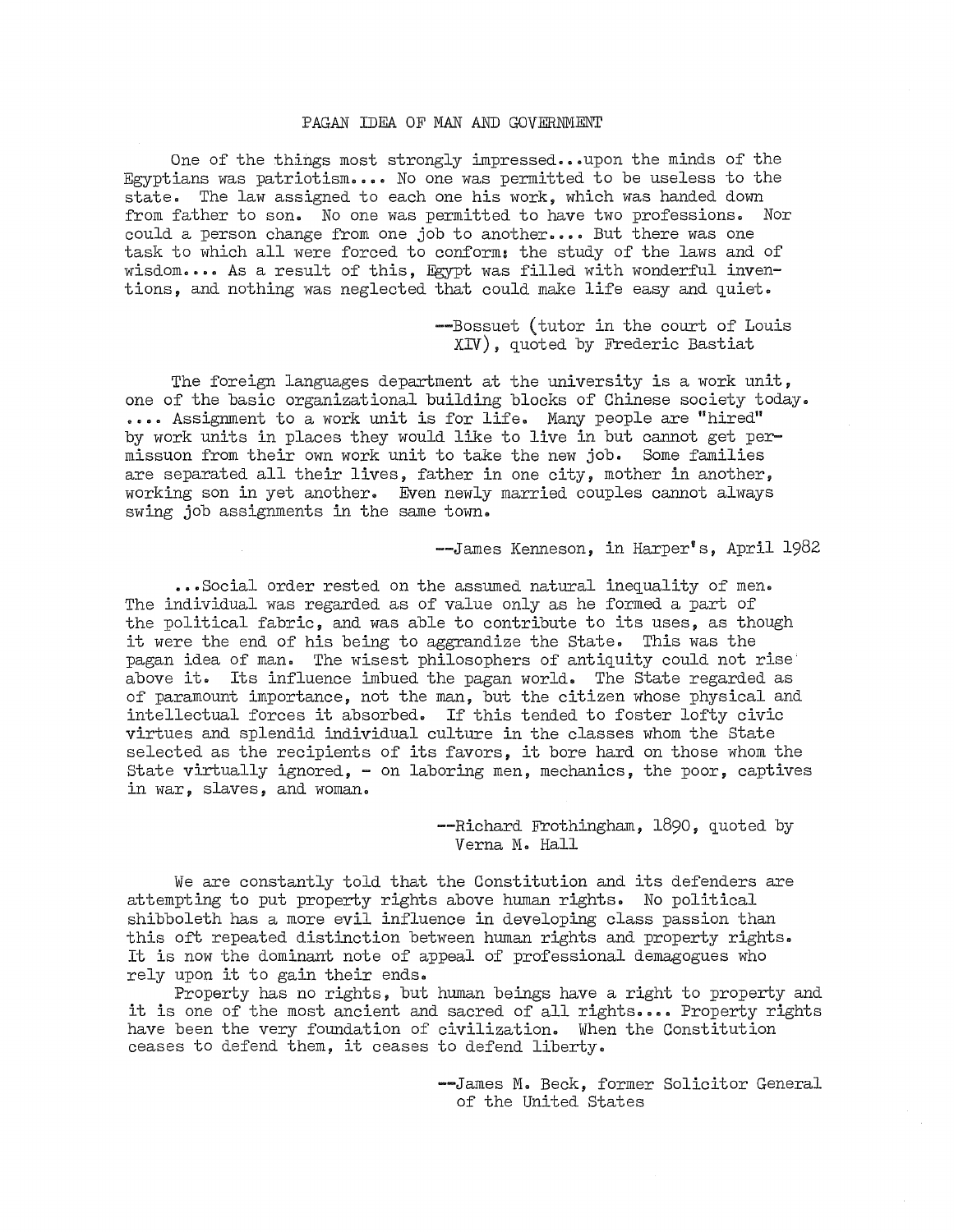## PAGAN IDEA OF MAN AND GOVERNMENT

One of the things most strongly impressed...upon the minds of the Egyptians was patriotism.... No one was permitted to be useless to the state. The law assigned to each one his work, which was handed down from father to son. No one was permitted to have two professions. Nor could a person change from one job to another.... But there was one task to which all were forced to conform: the study of the laws and of wisdom.... As a result of this, Egypt was filled with wonderful inventions, and nothing was neglected that could make life easy and quiet.

—Bossuet (tutor in the court of Louis XIV), quoted by Frederic Bastiat

The foreign languages department at the university is a work unit, one of the basic organizational building blocks of Chinese society today. .... Assignment to a work unit is for life. Many people are "hired" by work units in places they would like to live in but cannot get permissuon from their own work unit to take the new job. Some families are separated all their lives, father in one city, mother in another, working son in yet another. Even newly married couples cannot always swing job assignments in the same town.

—James Kenneson, in Harper's, April 1982

...Social order rested on the assumed natural inequality of men. The individual was regarded as of value only as he formed a part of the political fabric, and was able to contribute to its uses, as though it were the end of his being to aggrandize the State. This was the pagan idea of man. The wisest philosophers of antiquity could not rise above it. Its influence imbued the pagan world. The State regarded as of paramount importance, not the man, but the citizen whose physical and intellectual forces it absorbed. If this tended to foster lofty civic virtues and splendid individual culture in the classes whom the State selected as the recipients of its favors, it bore hard on those whom the State virtually ignored, - on laboring men, mechanics, the poor, captives in war, slaves, and woman.

—Richard Frothingham, 1890, quoted by Verna M. Hall

We are constantly told that the Constitution and its defenders are attempting to put property rights above human rights. No political shibboleth has a more evil influence in developing class passion than this oft repeated distinction between human rights and property rights. It is now the dominant note of appeal of professional demagogues who rely upon it to gain their ends.

Property has no rights, but human beings have a right to property and it is one of the most ancient and sacred of all rights.... Property rights have been the very foundation of civilization. When the Constitution ceases to defend them, it ceases to defend liberty.

—James M. Beck, former Solicitor General of the United States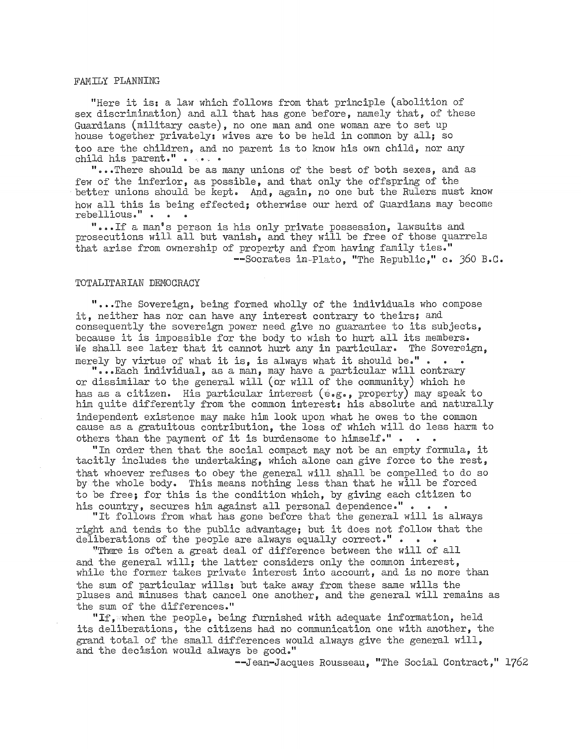## FAMILY PLANNING

"Here it is: a law which follows from that principle (abolition of sex discrimination) and all that has gone before, namely that, of these Guardians (military caste), no one man and one woman are to set up house together privately: wives are to be held in common by all; so too are the children, and no parent is to know his own child, nor any child his parent." . . . .

"...There should be as many unions of the best of both sexes, and as few of the inferior, as possible, and that only the offspring of the better unions should be kept. And, again, no one but the Rulers must know how all this is being effected; otherwise our herd of Guardians may become rebellious." . . .

"...If a man's person is his only private possession, lawsuits and prosecutions will all but vanish, and they will be free of those quarrels that arise from ownership of property and from having family ties."

--Socrates in Plato, "The Republic," c. 360 B.C.

## TOTALITARIAN DEMOCRACY

"...The Sovereign, being formed wholly of the individuals who compose it, neither has nor can have any interest contrary to theirs; and consequently the sovereign power need give no guarantee to its subjects, because it is impossible for the body to wish to hurt all its members. We shall see later that it cannot hurt any in particular. The Sovereign, merely by virtue of what it is, is always what it should be." . . .

"...Each individual, as a man, may have a particular will contrary or dissimilar to the general will (or will of the community) which he has as a citizen. His particular interest (e.g., property) may speak to him quite differently from the common interest: his absolute and naturally independent existence may make him look upon what he owes to the common cause as a gratuitous contribution, the loss of which will do less harm to others than the payment of it is burdensome to himself." . . .

"In order then that the social compact may not be an empty formula, it tacitly includes the undertaking, which alone can give force to the rest, that whoever refuses to obey the general will shall be compelled to do so by the whole body. This means nothing less than that he will be forced to be free; for this is the condition which, by giving each citizen to his country, secures him against all personal dependence." . . .

"It follows from what has gone before that the general will is always right and tends to the public advantage; but it does not follow that the deliberations of the people are always equally correct." . . .

"There is often a great deal of difference between the will of all and the general will; the latter considers only the common interest, while the former takes private interest into account, and is no more than the sum of particular wills: but take away from these same wills the pluses and minuses that cancel one another, and the general will remains as the sum of the differences."

"If, when the people, being furnished with adequate information, held its deliberations, the citizens had no communication one with another, the grand total of the small differences would always give the general will, and the decision would always be good."

--Jean-Jacques Rousseau, "The Social Contract," 1762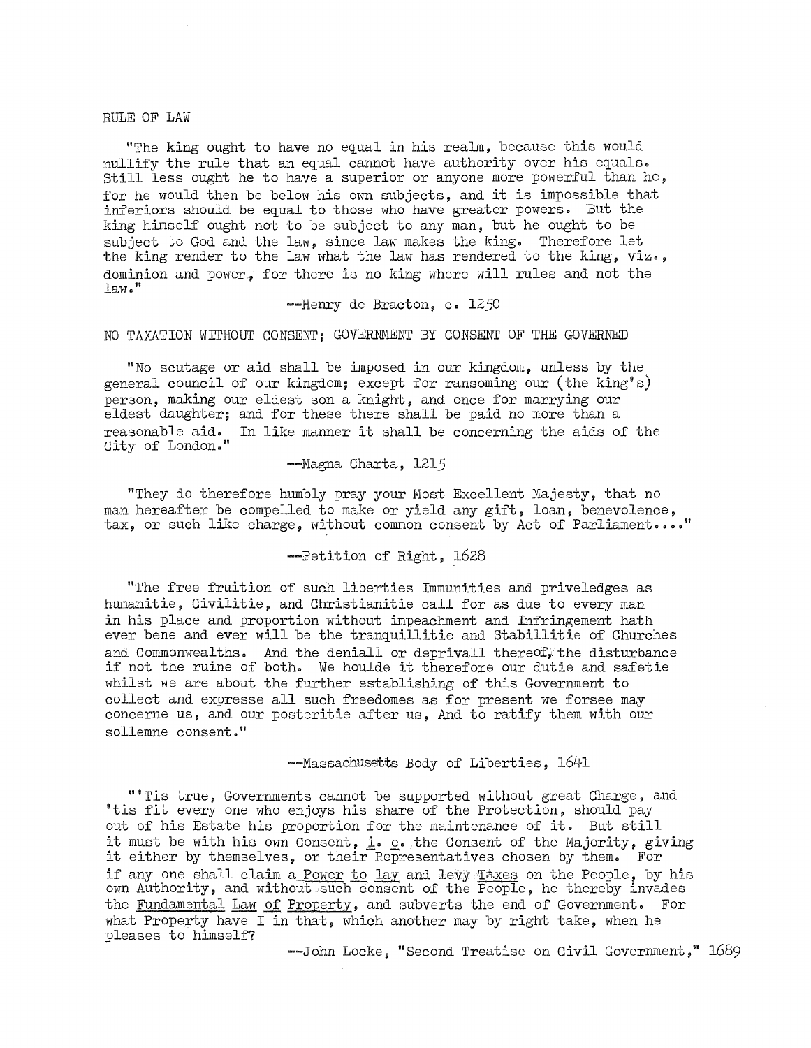RULE OF LAW

"The king ought to have no equal in his realm, because this would nullify the rule that an equal cannot have authority over his equals. Still less ought he to have a superior or anyone more powerful than he, for he would then be below his own subjects, and it is impossible that inferiors should be equal to those who have greater powers. But the king himself ought not to be subject to any man, but he ought to be subject to God and the law, since law makes the king. Therefore let the king render to the law what the law has rendered to the king, viz., dominion and power, for there is no king where will rules and not the law."

—Henry de Bracton, c. 1250

NO TAXATION WITHOUT CONSENT; GOVERNMENT BY CONSENT OF THE GOVERNED

"No scutage or aid shall be imposed in our kingdom, unless by the general council of our kingdom; except for ransoming our (the king's) person, making our eldest son a knight, and once for marrying our eldest daughter; and for these there shall be paid no more than a reasonable aid. In like manner it shall be concerning the aids of the City of London."

—Magna Charta, 1215

"They do therefore humbly pray your Most Excellent Majesty, that no man hereafter be compelled to make or yield any gift, loan, benevolence, tax, or such like charge, without common consent by Act of Parliament...."

—Petition of Right, 1628

"The free fruition of such liberties Immunities and priveledges as humanitie, Civilitie, and Christianitie call for as due to every man in his place and proportion without impeachment and Infringement hath ever bene and ever will be the tranquillitie and Stabillitie of Churches and Commonwealths. And the deniall or deprivall thereof, the disturbance if not the ruine of both. We houlde it therefore our dutie and safetie whilst we are about the further establishing of this Government to collect and expresse all such freedomes as for present we forsee may concerne us, and our posteritie after us, And to ratify them with our sollemne consent."

—Massachusetts Body of Liberties, 1641

"'Tis true, Governments cannot be supported without great Charge, and 'tis fit every one who enjoys his share of the Protection, should pay out of his Estate his proportion for the maintenance of it. But still it must be with his own Consent, i. e. the Consent of the Majority, giving it either by themselves, or their Representatives chosen by them. For if any one shall claim a Power to lay and levy Taxes on the People, by his own Authority, and without such consent of the People, he thereby invades the Fundamental Law of Property, and subverts the end of Government. For what Property have I in that, which another may by right take, when he pleases to himself?

—John Locke, "Second Treatise on Civil Government," 1689